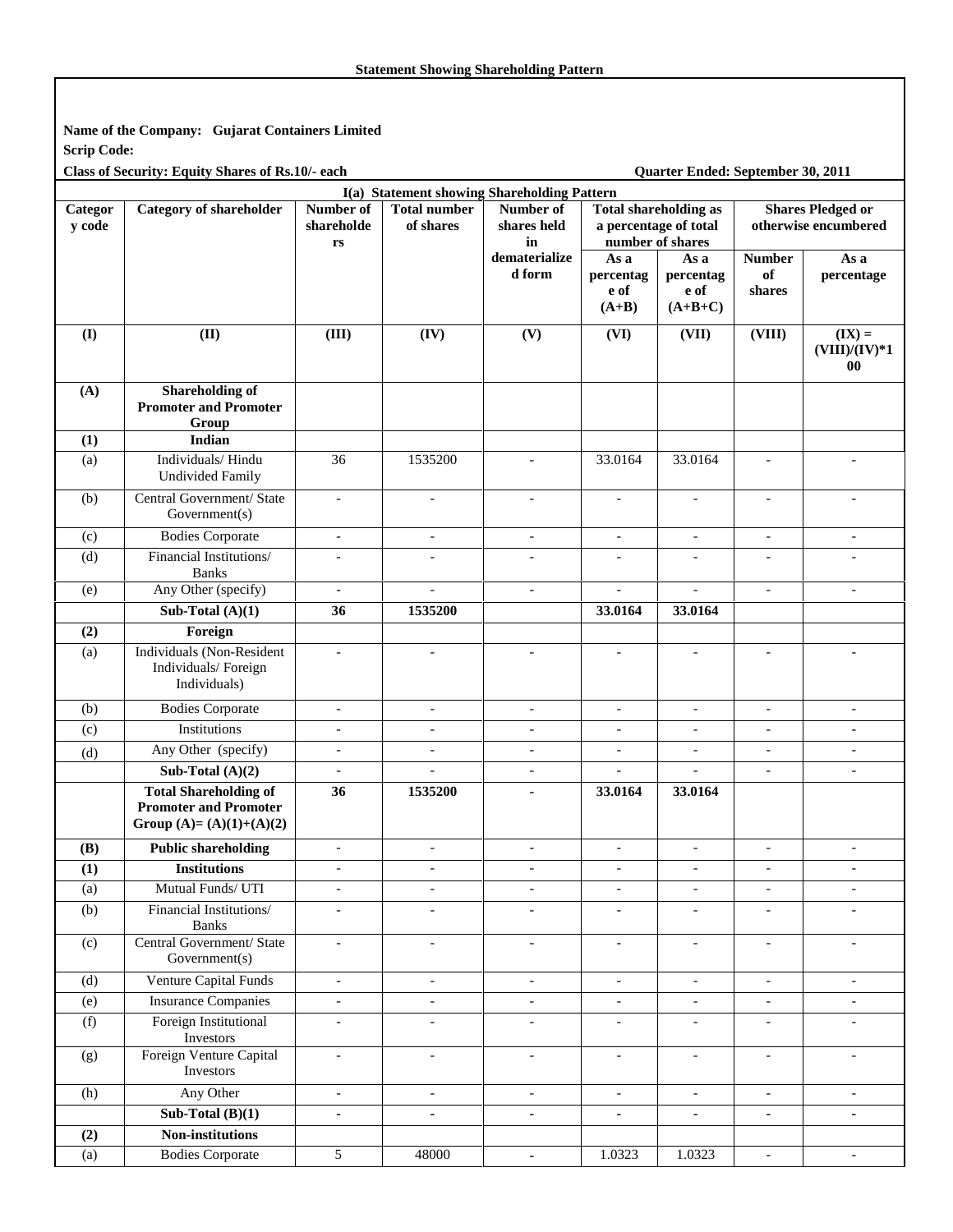**Statement Showing Shareholding Pattern**

**Name of the Company: Gujarat Containers Limited**

**Scrip Code:**

**Class of Security: Equity Shares of Rs.10/- each** | **Quarter Ended: September 30, 2011**

**I(a) Statement showing Shareholding Pattern**

| Category code | Category of shareholder | Number of shareholders | Total number of shares | Number of shares held in dematerialized form | Total shareholding as a percentage of total number of shares | | Shares Pledged or otherwise encumbered | |
|---|---|---|---|---|---|---|---|---|
| | | | | | As a percentage of (A+B) | As a percentage of (A+B+C) | Number of shares | As a percentage |
| **(I)** | **(II)** | **(III)** | **(IV)** | **(V)** | **(VI)** | **(VII)** | **(VIII)** | **(IX) = (VIII)/(IV)*100** |
| **(A)** | **Shareholding of Promoter and Promoter Group** | | | | | | | |
| **(1)** | **Indian** | | | | | | | |
| (a) | Individuals/ Hindu Undivided Family | 36 | 1535200 | - | 33.0164 | 33.0164 | - | - |
| (b) | Central Government/ State Government(s) | - | - | - | - | - | - | - |
| (c) | Bodies Corporate | - | - | - | - | - | - | - |
| (d) | Financial Institutions/ Banks | - | - | - | - | - | - | - |
| (e) | Any Other (specify) | - | - | - | - | - | - | - |
| | **Sub-Total (A)(1)** | **36** | **1535200** | | **33.0164** | **33.0164** | | |
| **(2)** | **Foreign** | | | | | | | |
| (a) | Individuals (Non-Resident Individuals/ Foreign Individuals) | - | - | - | - | - | - | - |
| (b) | Bodies Corporate | - | - | - | - | - | - | - |
| (c) | Institutions | - | - | - | - | - | - | - |
| (d) | Any Other (specify) | - | - | - | - | - | - | - |
| | **Sub-Total (A)(2)** | **-** | **-** | **-** | **-** | **-** | **-** | **-** |
| | **Total Shareholding of Promoter and Promoter Group (A)= (A)(1)+(A)(2)** | **36** | **1535200** | **-** | **33.0164** | **33.0164** | | |
| **(B)** | **Public shareholding** | **-** | **-** | **-** | **-** | **-** | **-** | **-** |
| **(1)** | **Institutions** | **-** | **-** | **-** | **-** | **-** | **-** | **-** |
| (a) | Mutual Funds/ UTI | - | - | - | - | - | - | - |
| (b) | Financial Institutions/ Banks | - | - | - | - | - | - | - |
| (c) | Central Government/ State Government(s) | - | - | - | - | - | - | - |
| (d) | Venture Capital Funds | - | - | - | - | - | - | - |
| (e) | Insurance Companies | - | - | - | - | - | - | - |
| (f) | Foreign Institutional Investors | - | - | - | - | - | - | - |
| (g) | Foreign Venture Capital Investors | - | - | - | - | - | - | - |
| (h) | Any Other | - | - | - | - | - | - | - |
| | **Sub-Total (B)(1)** | **-** | **-** | **-** | **-** | **-** | **-** | **-** |
| **(2)** | **Non-institutions** | | | | | | | |
| (a) | Bodies Corporate | 5 | 48000 | - | 1.0323 | 1.0323 | - | - |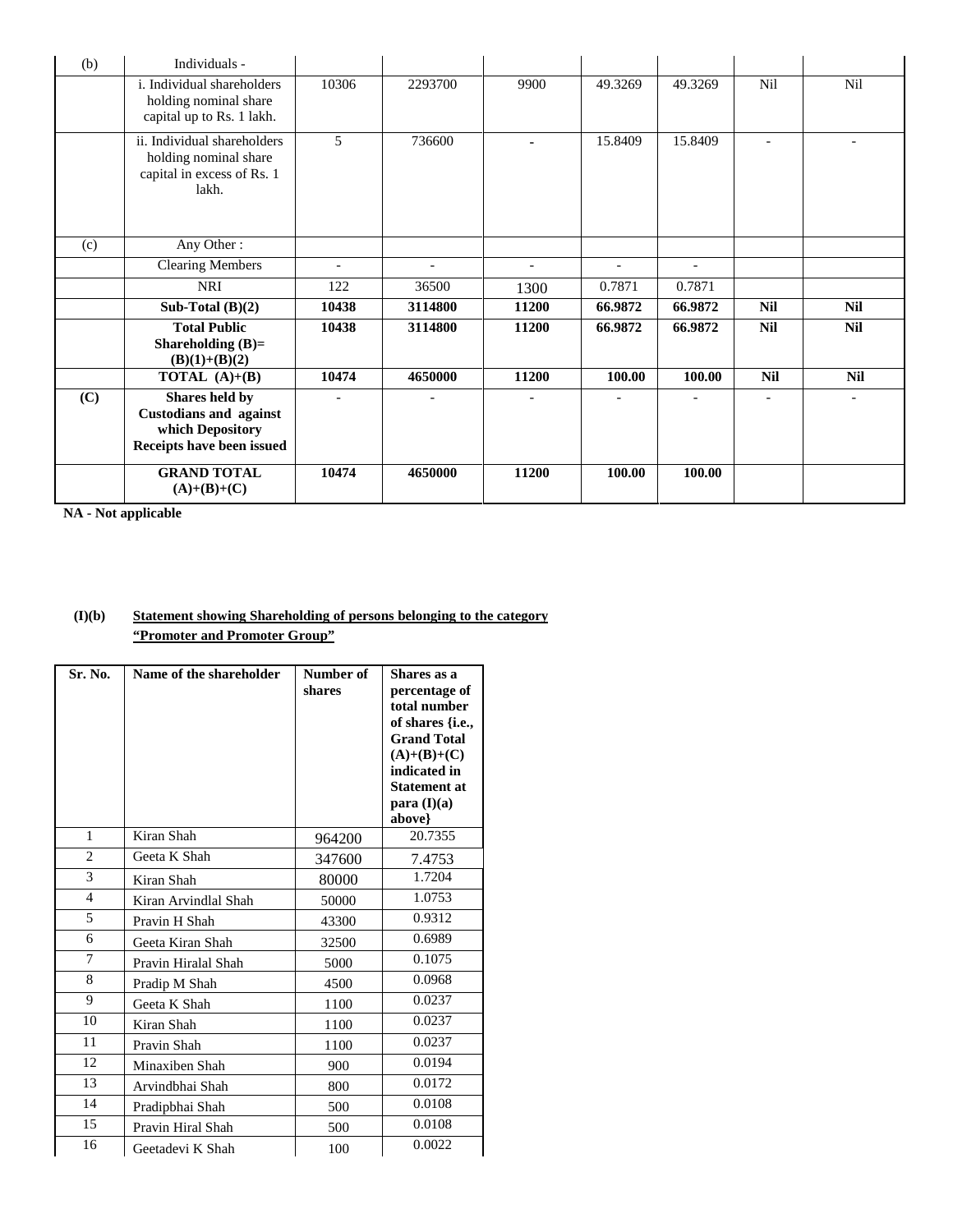| | | | | | | | | |
|---|---|---|---|---|---|---|---|---|
| (b) | Individuals - | | | | | | | |
| | i. Individual shareholders holding nominal share capital up to Rs. 1 lakh. | 10306 | 2293700 | 9900 | 49.3269 | 49.3269 | Nil | Nil |
| | ii. Individual shareholders holding nominal share capital in excess of Rs. 1 lakh. | 5 | 736600 | - | 15.8409 | 15.8409 | - | - |
| (c) | Any Other : | | | | | | | |
| | Clearing Members | - | - | - | - | - | | |
| | NRI | 122 | 36500 | 1300 | 0.7871 | 0.7871 | | |
| | **Sub-Total (B)(2)** | **10438** | **3114800** | **11200** | **66.9872** | **66.9872** | **Nil** | **Nil** |
| | **Total Public Shareholding (B)= (B)(1)+(B)(2)** | **10438** | **3114800** | **11200** | **66.9872** | **66.9872** | **Nil** | **Nil** |
| | **TOTAL (A)+(B)** | **10474** | **4650000** | **11200** | **100.00** | **100.00** | **Nil** | **Nil** |
| **(C)** | **Shares held by Custodians and against which Depository Receipts have been issued** | - | - | - | - | - | - | - |
| | **GRAND TOTAL (A)+(B)+(C)** | **10474** | **4650000** | **11200** | **100.00** | **100.00** | | |

**NA - Not applicable**

**(I)(b)** **Statement showing Shareholding of persons belonging to the category "Promoter and Promoter Group"**

| Sr. No. | Name of the shareholder | Number of shares | Shares as a percentage of total number of shares {i.e., Grand Total (A)+(B)+(C) indicated in Statement at para (I)(a) above} |
|---|---|---|---|
| 1 | Kiran Shah | 964200 | 20.7355 |
| 2 | Geeta K Shah | 347600 | 7.4753 |
| 3 | Kiran Shah | 80000 | 1.7204 |
| 4 | Kiran Arvindlal Shah | 50000 | 1.0753 |
| 5 | Pravin H Shah | 43300 | 0.9312 |
| 6 | Geeta Kiran Shah | 32500 | 0.6989 |
| 7 | Pravin Hiralal Shah | 5000 | 0.1075 |
| 8 | Pradip M Shah | 4500 | 0.0968 |
| 9 | Geeta K Shah | 1100 | 0.0237 |
| 10 | Kiran Shah | 1100 | 0.0237 |
| 11 | Pravin Shah | 1100 | 0.0237 |
| 12 | Minaxiben Shah | 900 | 0.0194 |
| 13 | Arvindbhai Shah | 800 | 0.0172 |
| 14 | Pradipbhai Shah | 500 | 0.0108 |
| 15 | Pravin Hiral Shah | 500 | 0.0108 |
| 16 | Geetadevi K Shah | 100 | 0.0022 |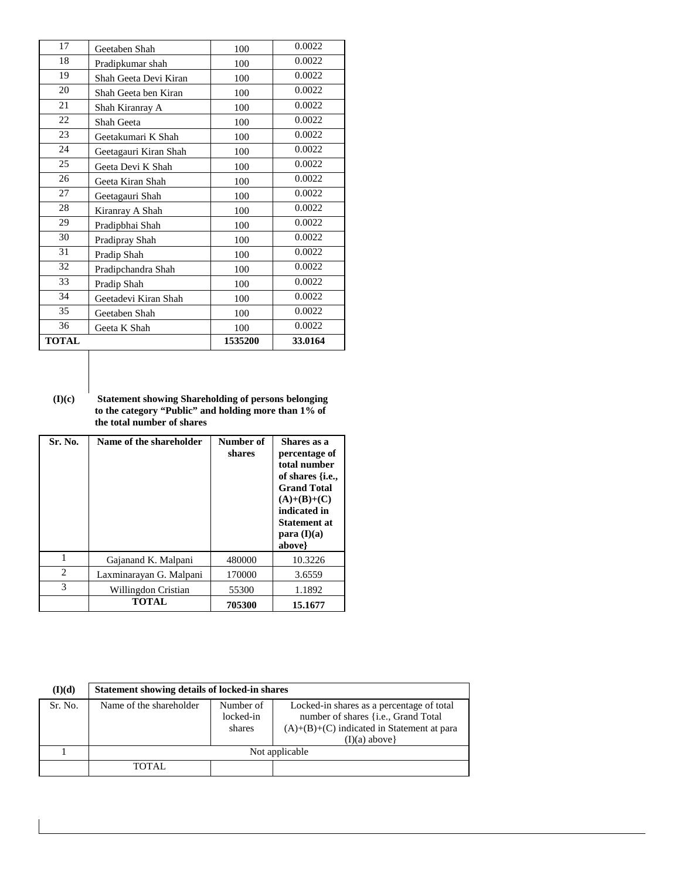| | | | |
|---|---|---|---|
| 17 | Geetaben Shah | 100 | 0.0022 |
| 18 | Pradipkumar shah | 100 | 0.0022 |
| 19 | Shah Geeta Devi Kiran | 100 | 0.0022 |
| 20 | Shah Geeta ben Kiran | 100 | 0.0022 |
| 21 | Shah Kiranray A | 100 | 0.0022 |
| 22 | Shah Geeta | 100 | 0.0022 |
| 23 | Geetakumari K Shah | 100 | 0.0022 |
| 24 | Geetagauri Kiran Shah | 100 | 0.0022 |
| 25 | Geeta Devi K Shah | 100 | 0.0022 |
| 26 | Geeta Kiran Shah | 100 | 0.0022 |
| 27 | Geetagauri Shah | 100 | 0.0022 |
| 28 | Kiranray A Shah | 100 | 0.0022 |
| 29 | Pradipbhai Shah | 100 | 0.0022 |
| 30 | Pradipray Shah | 100 | 0.0022 |
| 31 | Pradip Shah | 100 | 0.0022 |
| 32 | Pradipchandra Shah | 100 | 0.0022 |
| 33 | Pradip Shah | 100 | 0.0022 |
| 34 | Geetadevi Kiran Shah | 100 | 0.0022 |
| 35 | Geetaben Shah | 100 | 0.0022 |
| 36 | Geeta K Shah | 100 | 0.0022 |
| **TOTAL** | | **1535200** | **33.0164** |

**(I)(c)** **Statement showing Shareholding of persons belonging to the category "Public" and holding more than 1% of the total number of shares**

| Sr. No. | Name of the shareholder | Number of shares | Shares as a percentage of total number of shares {i.e., Grand Total (A)+(B)+(C) indicated in Statement at para (I)(a) above} |
|---|---|---|---|
| 1 | Gajanand K. Malpani | 480000 | 10.3226 |
| 2 | Laxminarayan G. Malpani | 170000 | 3.6559 |
| 3 | Willingdon Cristian | 55300 | 1.1892 |
| | **TOTAL** | **705300** | **15.1677** |

| **(I)(d)** | **Statement showing details of locked-in shares** | | |
|---|---|---|---|
| Sr. No. | Name of the shareholder | Number of locked-in shares | Locked-in shares as a percentage of total number of shares {i.e., Grand Total (A)+(B)+(C) indicated in Statement at para (I)(a) above} |
| 1 | Not applicable | | |
| | TOTAL | | |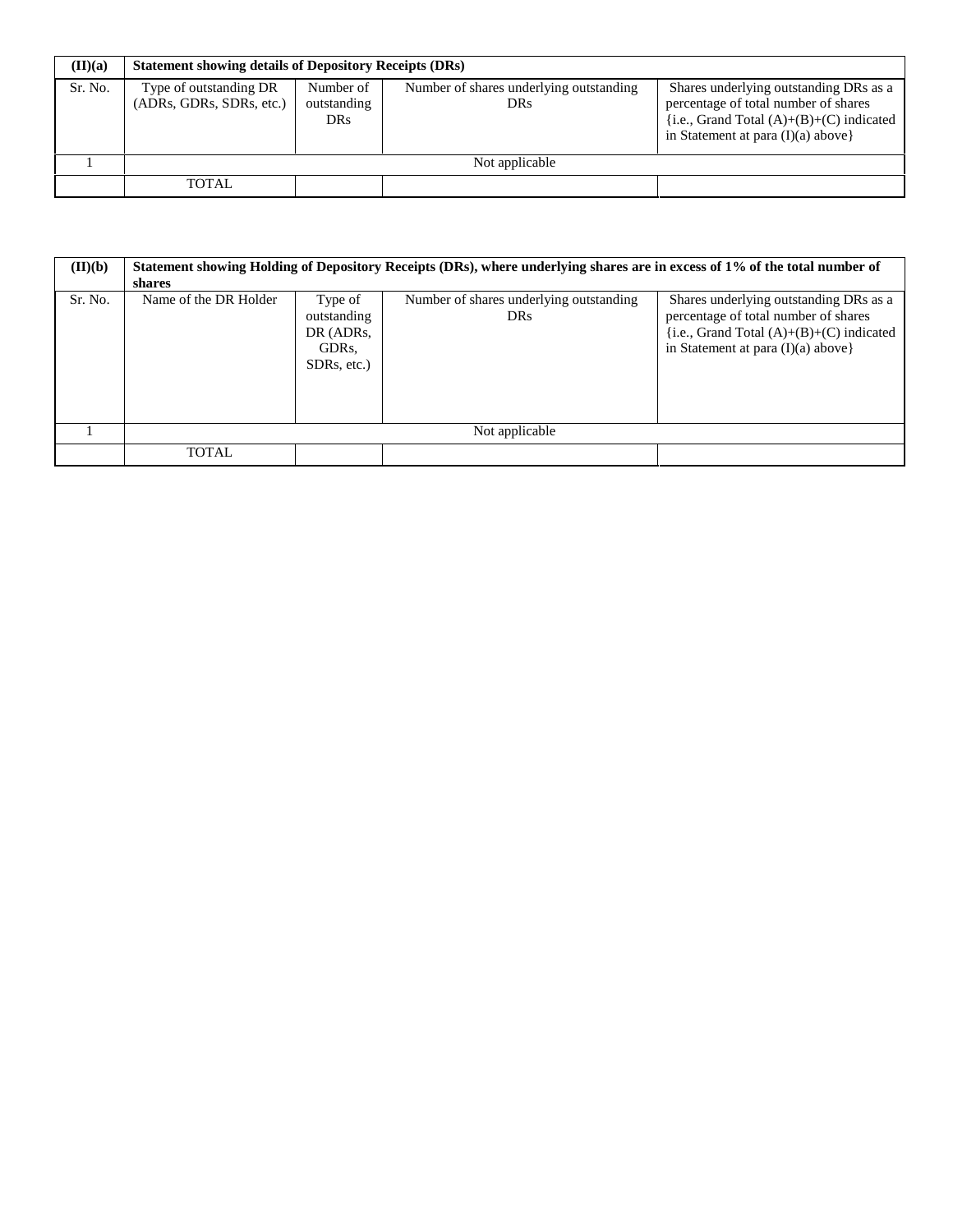| (II)(a) | Statement showing details of Depository Receipts (DRs) | | | |
|---|---|---|---|---|
| Sr. No. | Type of outstanding DR (ADRs, GDRs, SDRs, etc.) | Number of outstanding DRs | Number of shares underlying outstanding DRs | Shares underlying outstanding DRs as a percentage of total number of shares {i.e., Grand Total (A)+(B)+(C) indicated in Statement at para (I)(a) above} |
| 1 | Not applicable | | | |
| | TOTAL | | | |

| (II)(b) | Statement showing Holding of Depository Receipts (DRs), where underlying shares are in excess of 1% of the total number of shares | | | |
|---|---|---|---|---|
| Sr. No. | Name of the DR Holder | Type of outstanding DR (ADRs, GDRs, SDRs, etc.) | Number of shares underlying outstanding DRs | Shares underlying outstanding DRs as a percentage of total number of shares {i.e., Grand Total (A)+(B)+(C) indicated in Statement at para (I)(a) above} |
| 1 | Not applicable | | | |
| | TOTAL | | | |